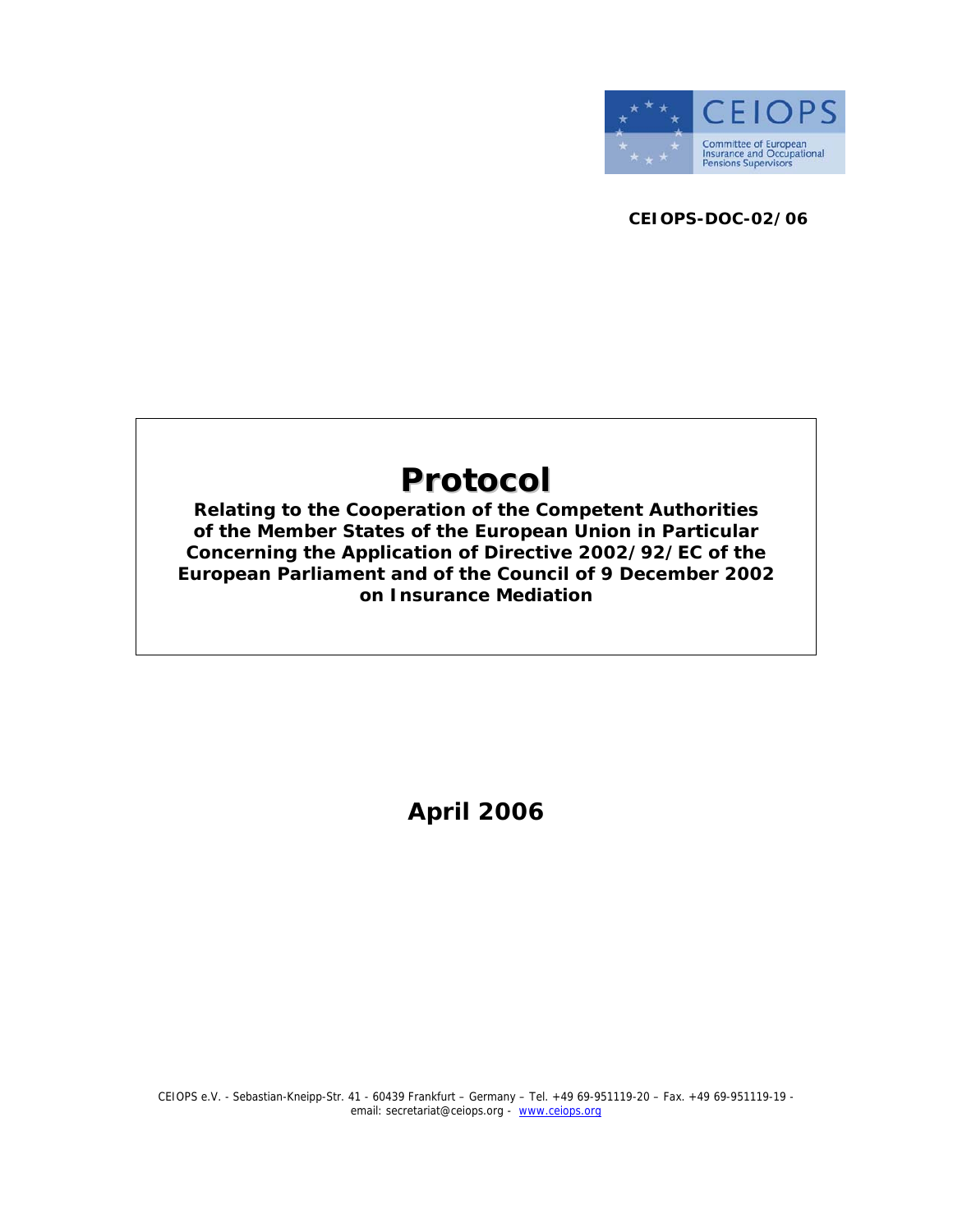CEIOPS

Committee of European Insurance and Occupational Pensions Supervisors

**CEIOPS-DOC-02/06**

# Protocol

**Relating to the Cooperation of the Competent Authorities of the Member States of the European Union in Particular Concerning the Application of Directive 2002/92/EC of the European Parliament and of the Council of 9 December 2002 on Insurance Mediation**

**April 2006**

CEIOPS e.V. - Sebastian-Kneipp-Str. 41 - 60439 Frankfurt – Germany – Tel. +49 69-951119-20 – Fax. +49 69-951119-19 - email: secretariat@ceiops.org - www.ceiops.org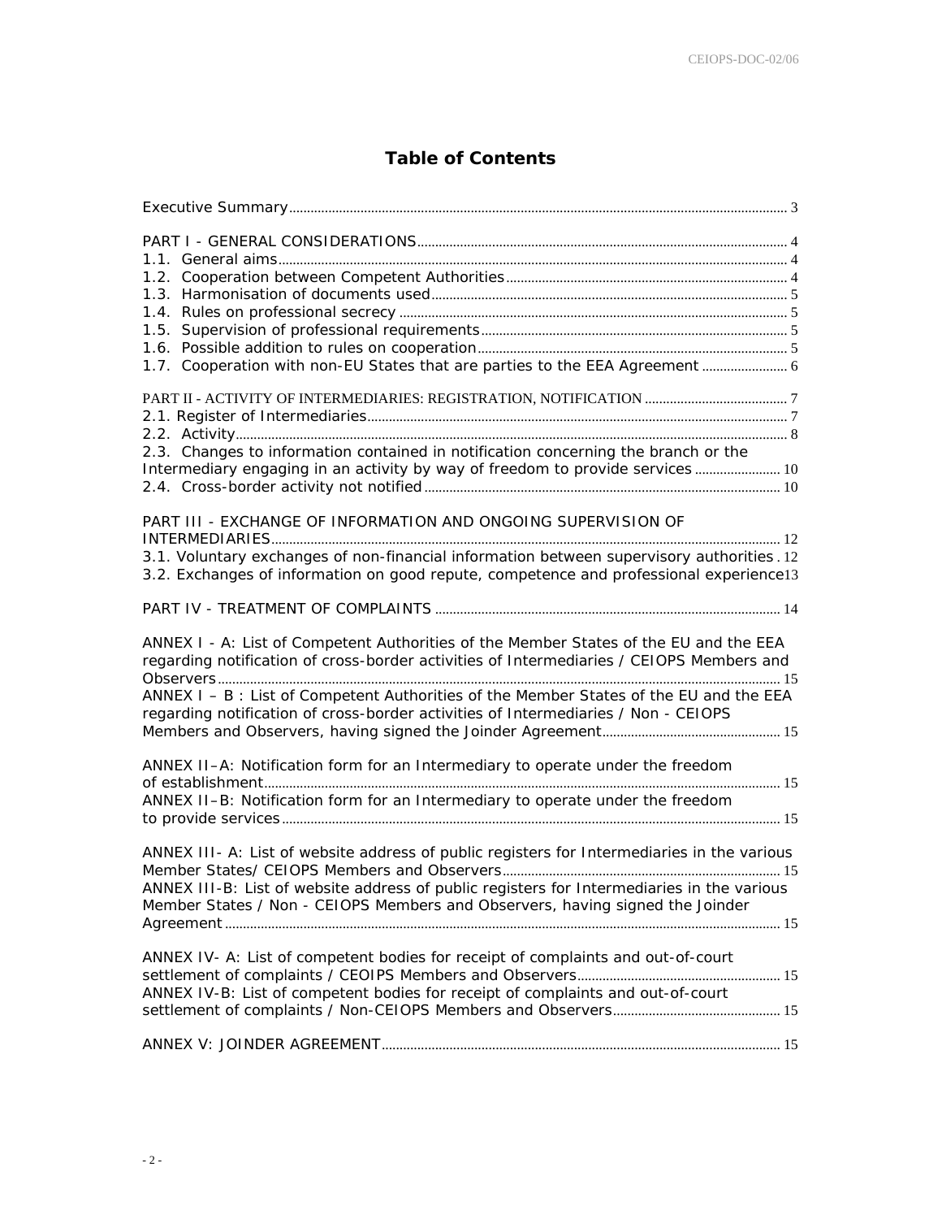# Table of Contents

Executive Summary ..... 3

PART I - GENERAL CONSIDERATIONS ..... 4
1.1. General aims ..... 4
1.2. Cooperation between Competent Authorities ..... 4
1.3. Harmonisation of documents used ..... 5
1.4. Rules on professional secrecy ..... 5
1.5. Supervision of professional requirements ..... 5
1.6. Possible addition to rules on cooperation ..... 5
1.7. Cooperation with non-EU States that are parties to the EEA Agreement ..... 6

PART II - ACTIVITY OF INTERMEDIARIES: REGISTRATION, NOTIFICATION ..... 7
2.1. Register of Intermediaries ..... 7
2.2. Activity ..... 8
2.3. Changes to information contained in notification concerning the branch or the Intermediary engaging in an activity by way of freedom to provide services ..... 10
2.4. Cross-border activity not notified ..... 10

PART III - EXCHANGE OF INFORMATION AND ONGOING SUPERVISION OF INTERMEDIARIES ..... 12
3.1. Voluntary exchanges of non-financial information between supervisory authorities ..... 12
3.2. Exchanges of information on good repute, competence and professional experience ..... 13

PART IV - TREATMENT OF COMPLAINTS ..... 14

ANNEX I - A: List of Competent Authorities of the Member States of the EU and the EEA regarding notification of cross-border activities of Intermediaries / CEIOPS Members and Observers ..... 15
ANNEX I – B : List of Competent Authorities of the Member States of the EU and the EEA regarding notification of cross-border activities of Intermediaries / Non - CEIOPS Members and Observers, having signed the Joinder Agreement ..... 15

ANNEX II–A: Notification form for an Intermediary to operate under the freedom of establishment ..... 15
ANNEX II–B: Notification form for an Intermediary to operate under the freedom to provide services ..... 15

ANNEX III- A: List of website address of public registers for Intermediaries in the various Member States/ CEIOPS Members and Observers ..... 15
ANNEX III-B: List of website address of public registers for Intermediaries in the various Member States / Non - CEIOPS Members and Observers, having signed the Joinder Agreement ..... 15

ANNEX IV- A: List of competent bodies for receipt of complaints and out-of-court settlement of complaints / CEOIPS Members and Observers ..... 15
ANNEX IV-B: List of competent bodies for receipt of complaints and out-of-court settlement of complaints / Non-CEIOPS Members and Observers ..... 15

ANNEX V: JOINDER AGREEMENT ..... 15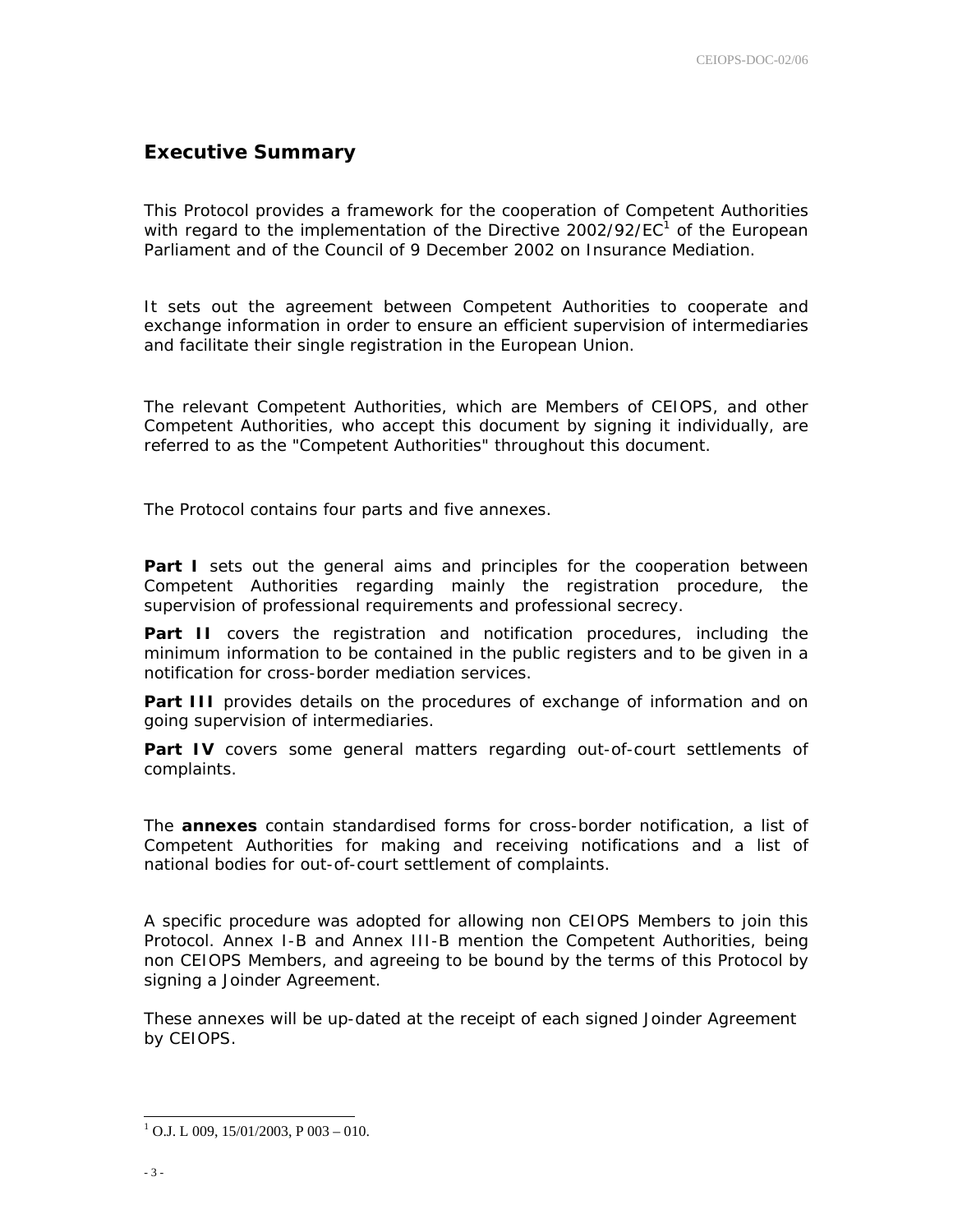## Executive Summary

This Protocol provides a framework for the cooperation of Competent Authorities with regard to the implementation of the Directive 2002/92/EC[1] of the European Parliament and of the Council of 9 December 2002 on Insurance Mediation.

It sets out the agreement between Competent Authorities to cooperate and exchange information in order to ensure an efficient supervision of intermediaries and facilitate their single registration in the European Union.

The relevant Competent Authorities, which are Members of CEIOPS, and other Competent Authorities, who accept this document by signing it individually, are referred to as the "Competent Authorities" throughout this document.

The Protocol contains four parts and five annexes.

**Part I** sets out the general aims and principles for the cooperation between Competent Authorities regarding mainly the registration procedure, the supervision of professional requirements and professional secrecy.

**Part II** covers the registration and notification procedures, including the minimum information to be contained in the public registers and to be given in a notification for cross-border mediation services.

**Part III** provides details on the procedures of exchange of information and on going supervision of intermediaries.

**Part IV** covers some general matters regarding out-of-court settlements of complaints.

The **annexes** contain standardised forms for cross-border notification, a list of Competent Authorities for making and receiving notifications and a list of national bodies for out-of-court settlement of complaints.

A specific procedure was adopted for allowing non CEIOPS Members to join this Protocol. Annex I-B and Annex III-B mention the Competent Authorities, being non CEIOPS Members, and agreeing to be bound by the terms of this Protocol by signing a Joinder Agreement.

These annexes will be up-dated at the receipt of each signed Joinder Agreement by CEIOPS.

---

[1] O.J. L 009, 15/01/2003, P 003 – 010.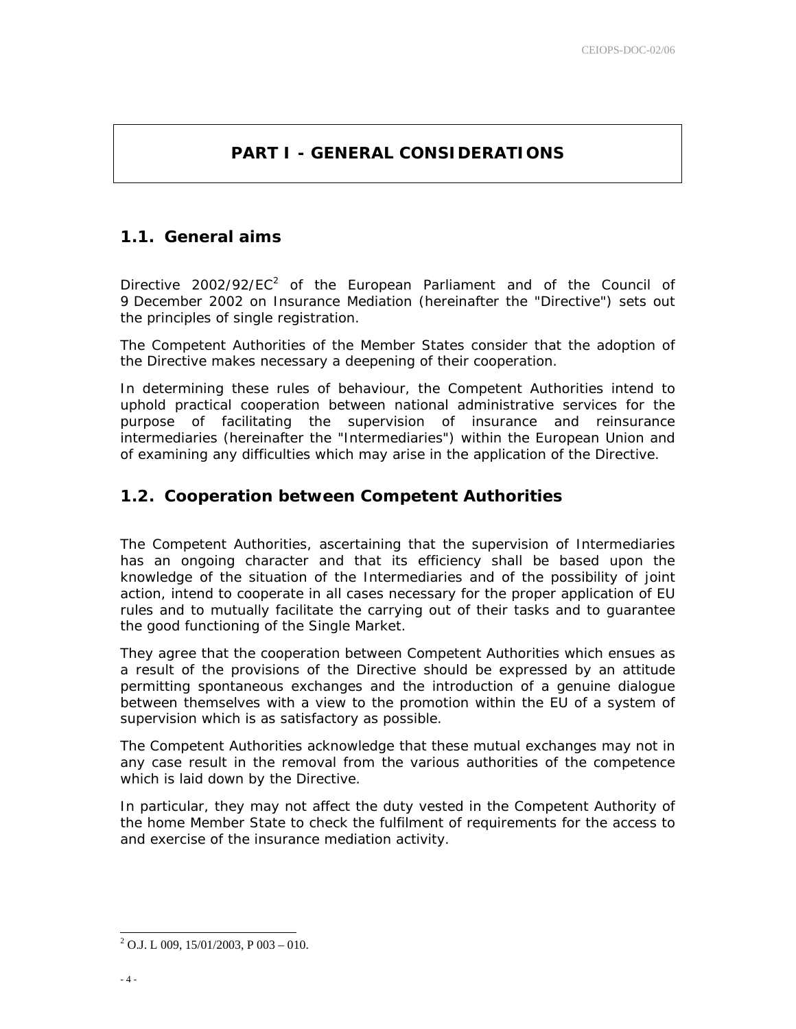# PART I - GENERAL CONSIDERATIONS

## 1.1. General aims

Directive 2002/92/EC[2] of the European Parliament and of the Council of 9 December 2002 on Insurance Mediation (hereinafter the "Directive") sets out the principles of single registration.

The Competent Authorities of the Member States consider that the adoption of the Directive makes necessary a deepening of their cooperation.

In determining these rules of behaviour, the Competent Authorities intend to uphold practical cooperation between national administrative services for the purpose of facilitating the supervision of insurance and reinsurance intermediaries (hereinafter the "Intermediaries") within the European Union and of examining any difficulties which may arise in the application of the Directive.

## 1.2. Cooperation between Competent Authorities

The Competent Authorities, ascertaining that the supervision of Intermediaries has an ongoing character and that its efficiency shall be based upon the knowledge of the situation of the Intermediaries and of the possibility of joint action, intend to cooperate in all cases necessary for the proper application of EU rules and to mutually facilitate the carrying out of their tasks and to guarantee the good functioning of the Single Market.

They agree that the cooperation between Competent Authorities which ensues as a result of the provisions of the Directive should be expressed by an attitude permitting spontaneous exchanges and the introduction of a genuine dialogue between themselves with a view to the promotion within the EU of a system of supervision which is as satisfactory as possible.

The Competent Authorities acknowledge that these mutual exchanges may not in any case result in the removal from the various authorities of the competence which is laid down by the Directive.

In particular, they may not affect the duty vested in the Competent Authority of the home Member State to check the fulfilment of requirements for the access to and exercise of the insurance mediation activity.

[2] O.J. L 009, 15/01/2003, P 003 – 010.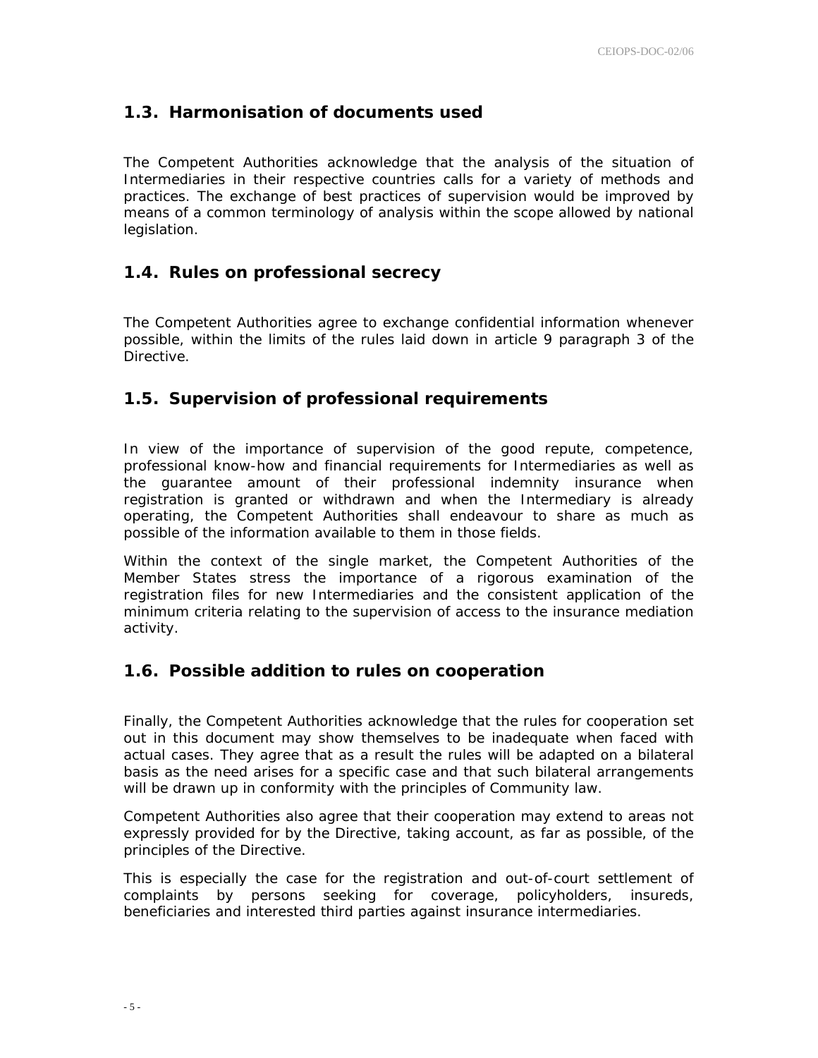## 1.3. Harmonisation of documents used

The Competent Authorities acknowledge that the analysis of the situation of Intermediaries in their respective countries calls for a variety of methods and practices. The exchange of best practices of supervision would be improved by means of a common terminology of analysis within the scope allowed by national legislation.

## 1.4. Rules on professional secrecy

The Competent Authorities agree to exchange confidential information whenever possible, within the limits of the rules laid down in article 9 paragraph 3 of the Directive.

## 1.5. Supervision of professional requirements

In view of the importance of supervision of the good repute, competence, professional know-how and financial requirements for Intermediaries as well as the guarantee amount of their professional indemnity insurance when registration is granted or withdrawn and when the Intermediary is already operating, the Competent Authorities shall endeavour to share as much as possible of the information available to them in those fields.

Within the context of the single market, the Competent Authorities of the Member States stress the importance of a rigorous examination of the registration files for new Intermediaries and the consistent application of the minimum criteria relating to the supervision of access to the insurance mediation activity.

## 1.6. Possible addition to rules on cooperation

Finally, the Competent Authorities acknowledge that the rules for cooperation set out in this document may show themselves to be inadequate when faced with actual cases. They agree that as a result the rules will be adapted on a bilateral basis as the need arises for a specific case and that such bilateral arrangements will be drawn up in conformity with the principles of Community law.

Competent Authorities also agree that their cooperation may extend to areas not expressly provided for by the Directive, taking account, as far as possible, of the principles of the Directive.

This is especially the case for the registration and out-of-court settlement of complaints by persons seeking for coverage, policyholders, insureds, beneficiaries and interested third parties against insurance intermediaries.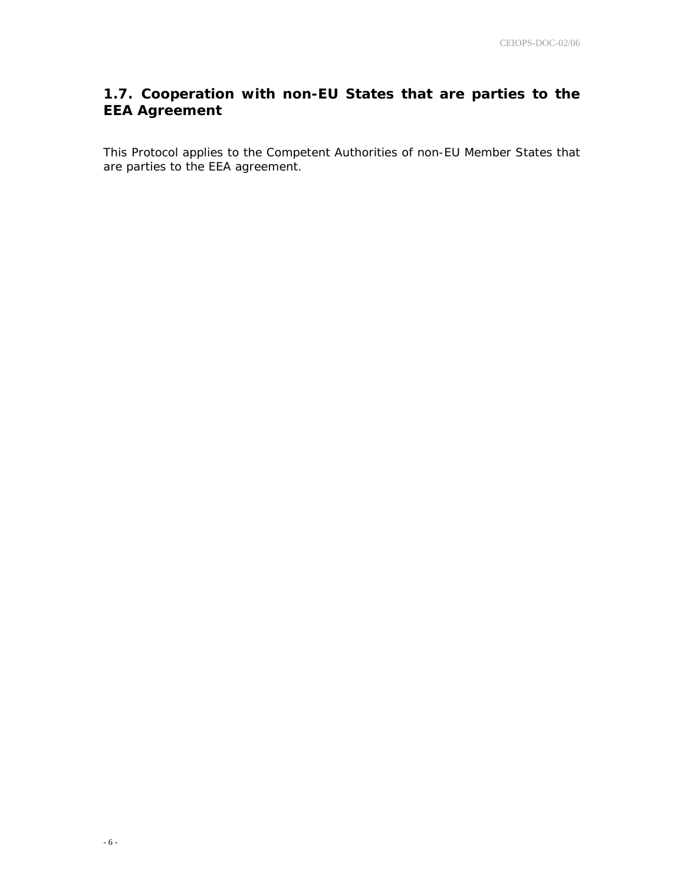## 1.7. Cooperation with non-EU States that are parties to the EEA Agreement

This Protocol applies to the Competent Authorities of non-EU Member States that are parties to the EEA agreement.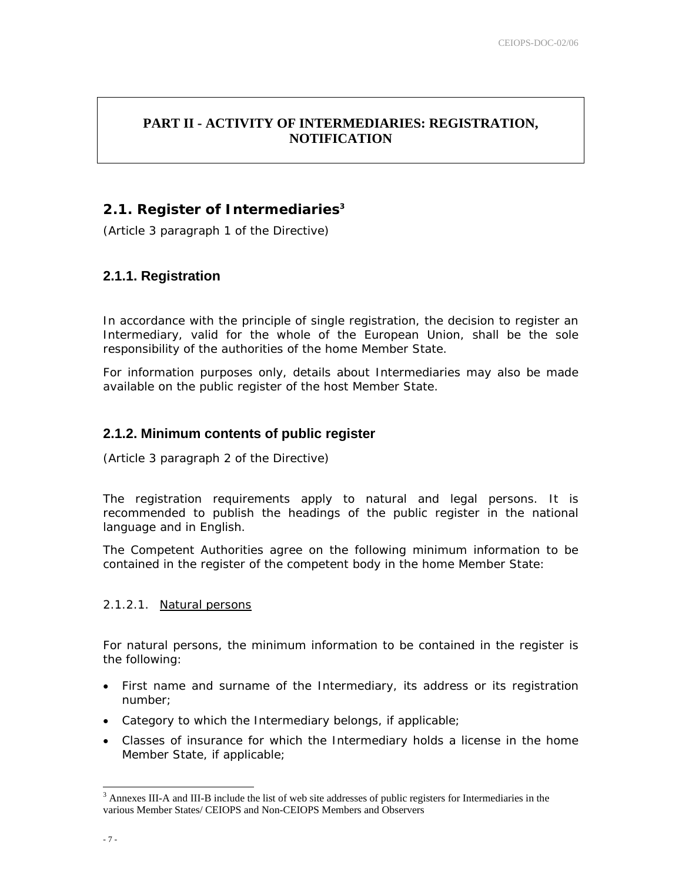## PART II - ACTIVITY OF INTERMEDIARIES: REGISTRATION, NOTIFICATION

## 2.1. Register of Intermediaries[3]

*(Article 3 paragraph 1 of the Directive)*

### 2.1.1. Registration

In accordance with the principle of single registration, the decision to register an Intermediary, valid for the whole of the European Union, shall be the sole responsibility of the authorities of the home Member State.

For information purposes only, details about Intermediaries may also be made available on the public register of the host Member State.

### 2.1.2. Minimum contents of public register

*(Article 3 paragraph 2 of the Directive)*

The registration requirements apply to natural and legal persons. It is recommended to publish the headings of the public register in the national language and in English.

The Competent Authorities agree on the following minimum information to be contained in the register of the competent body in the home Member State:

#### 2.1.2.1. Natural persons

For natural persons, the minimum information to be contained in the register is the following:

- First name and surname of the Intermediary, its address or its registration number;
- Category to which the Intermediary belongs, if applicable;
- Classes of insurance for which the Intermediary holds a license in the home Member State, if applicable;

[3] Annexes III-A and III-B include the list of web site addresses of public registers for Intermediaries in the various Member States/ CEIOPS and Non-CEIOPS Members and Observers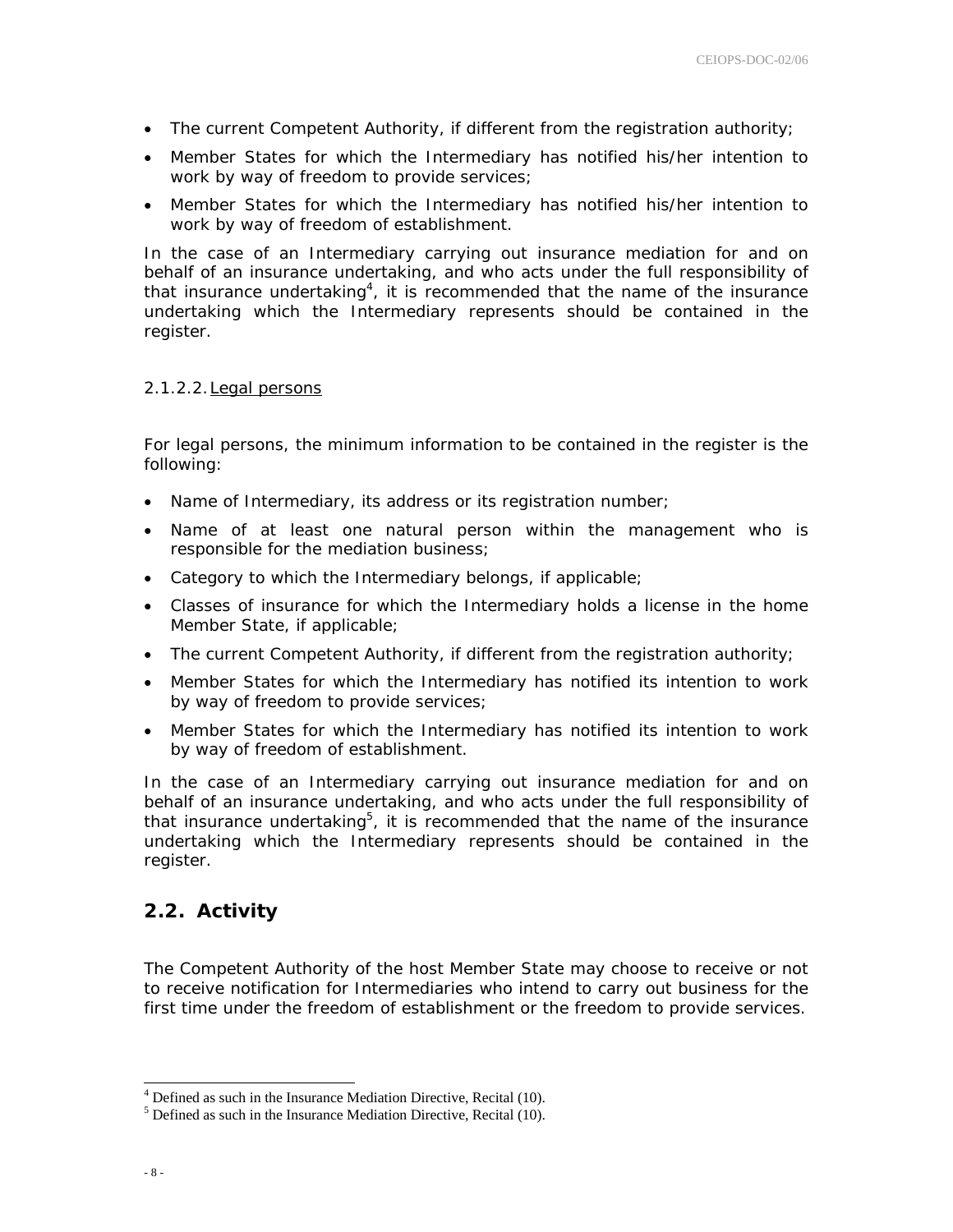- The current Competent Authority, if different from the registration authority;
- Member States for which the Intermediary has notified his/her intention to work by way of freedom to provide services;
- Member States for which the Intermediary has notified his/her intention to work by way of freedom of establishment.

In the case of an Intermediary carrying out insurance mediation for and on behalf of an insurance undertaking, and who acts under the full responsibility of that insurance undertaking[4], it is recommended that the name of the insurance undertaking which the Intermediary represents should be contained in the register.

#### 2.1.2.2. Legal persons

For legal persons, the minimum information to be contained in the register is the following:

- Name of Intermediary, its address or its registration number;
- Name of at least one natural person within the management who is responsible for the mediation business;
- Category to which the Intermediary belongs, if applicable;
- Classes of insurance for which the Intermediary holds a license in the home Member State, if applicable;
- The current Competent Authority, if different from the registration authority;
- Member States for which the Intermediary has notified its intention to work by way of freedom to provide services;
- Member States for which the Intermediary has notified its intention to work by way of freedom of establishment.

In the case of an Intermediary carrying out insurance mediation for and on behalf of an insurance undertaking, and who acts under the full responsibility of that insurance undertaking[5], it is recommended that the name of the insurance undertaking which the Intermediary represents should be contained in the register.

## 2.2. Activity

The Competent Authority of the host Member State may choose to receive or not to receive notification for Intermediaries who intend to carry out business for the first time under the freedom of establishment or the freedom to provide services.

[4] Defined as such in the Insurance Mediation Directive, Recital (10).

[5] Defined as such in the Insurance Mediation Directive, Recital (10).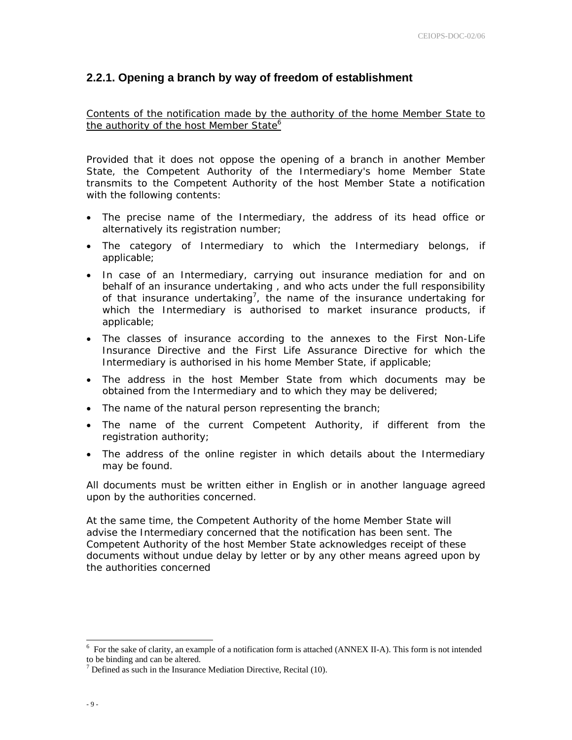### 2.2.1. Opening a branch by way of freedom of establishment

Contents of the notification made by the authority of the home Member State to the authority of the host Member State[6]

Provided that it does not oppose the opening of a branch in another Member State, the Competent Authority of the Intermediary's home Member State transmits to the Competent Authority of the host Member State a notification with the following contents:

- The precise name of the Intermediary, the address of its head office or alternatively its registration number;
- The category of Intermediary to which the Intermediary belongs, if applicable;
- In case of an Intermediary, carrying out insurance mediation for and on behalf of an insurance undertaking , and who acts under the full responsibility of that insurance undertaking[7], the name of the insurance undertaking for which the Intermediary is authorised to market insurance products, if applicable;
- The classes of insurance according to the annexes to the First Non-Life Insurance Directive and the First Life Assurance Directive for which the Intermediary is authorised in his home Member State, if applicable;
- The address in the host Member State from which documents may be obtained from the Intermediary and to which they may be delivered;
- The name of the natural person representing the branch;
- The name of the current Competent Authority, if different from the registration authority;
- The address of the online register in which details about the Intermediary may be found.

All documents must be written either in English or in another language agreed upon by the authorities concerned.

At the same time, the Competent Authority of the home Member State will advise the Intermediary concerned that the notification has been sent. The Competent Authority of the host Member State acknowledges receipt of these documents without undue delay by letter or by any other means agreed upon by the authorities concerned

---

[6] For the sake of clarity, an example of a notification form is attached (ANNEX II-A). This form is not intended to be binding and can be altered.

[7] Defined as such in the Insurance Mediation Directive, Recital (10).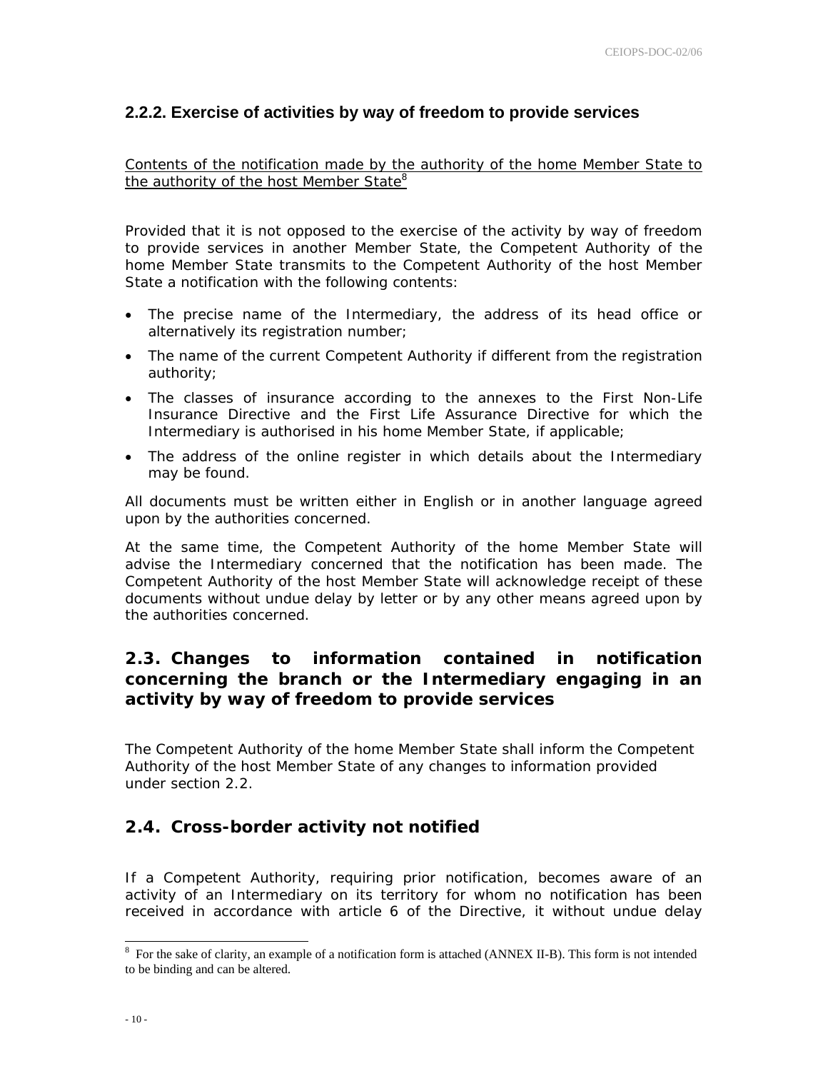### 2.2.2. Exercise of activities by way of freedom to provide services

Contents of the notification made by the authority of the home Member State to the authority of the host Member State[8]

Provided that it is not opposed to the exercise of the activity by way of freedom to provide services in another Member State, the Competent Authority of the home Member State transmits to the Competent Authority of the host Member State a notification with the following contents:

- The precise name of the Intermediary, the address of its head office or alternatively its registration number;
- The name of the current Competent Authority if different from the registration authority;
- The classes of insurance according to the annexes to the First Non-Life Insurance Directive and the First Life Assurance Directive for which the Intermediary is authorised in his home Member State, if applicable;
- The address of the online register in which details about the Intermediary may be found.

All documents must be written either in English or in another language agreed upon by the authorities concerned.

At the same time, the Competent Authority of the home Member State will advise the Intermediary concerned that the notification has been made. The Competent Authority of the host Member State will acknowledge receipt of these documents without undue delay by letter or by any other means agreed upon by the authorities concerned.

## 2.3. Changes to information contained in notification concerning the branch or the Intermediary engaging in an activity by way of freedom to provide services

The Competent Authority of the home Member State shall inform the Competent Authority of the host Member State of any changes to information provided under section 2.2.

## 2.4. Cross-border activity not notified

If a Competent Authority, requiring prior notification, becomes aware of an activity of an Intermediary on its territory for whom no notification has been received in accordance with article 6 of the Directive, it without undue delay

[8] For the sake of clarity, an example of a notification form is attached (ANNEX II-B). This form is not intended to be binding and can be altered.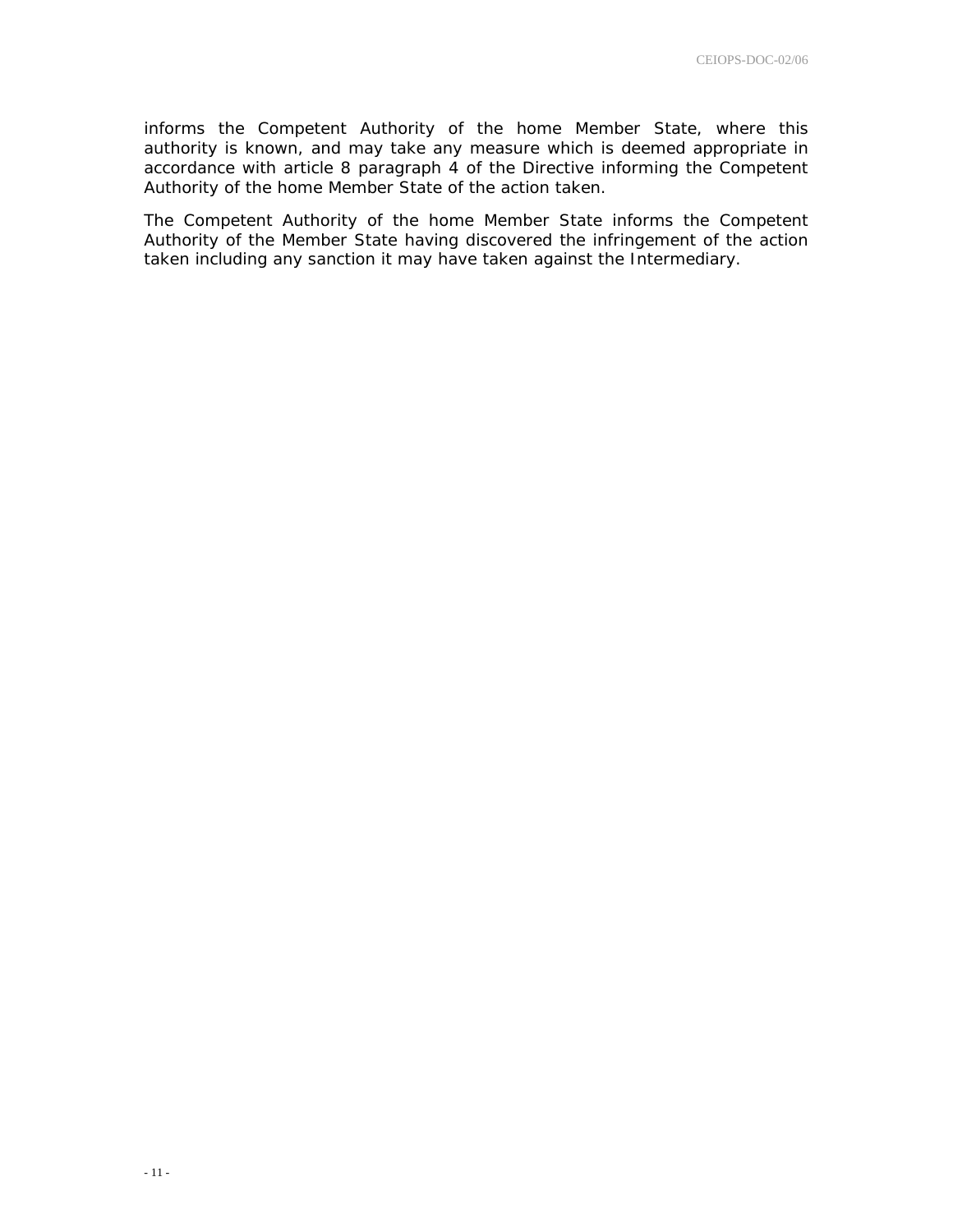informs the Competent Authority of the home Member State, where this authority is known, and may take any measure which is deemed appropriate in accordance with article 8 paragraph 4 of the Directive informing the Competent Authority of the home Member State of the action taken.

The Competent Authority of the home Member State informs the Competent Authority of the Member State having discovered the infringement of the action taken including any sanction it may have taken against the Intermediary.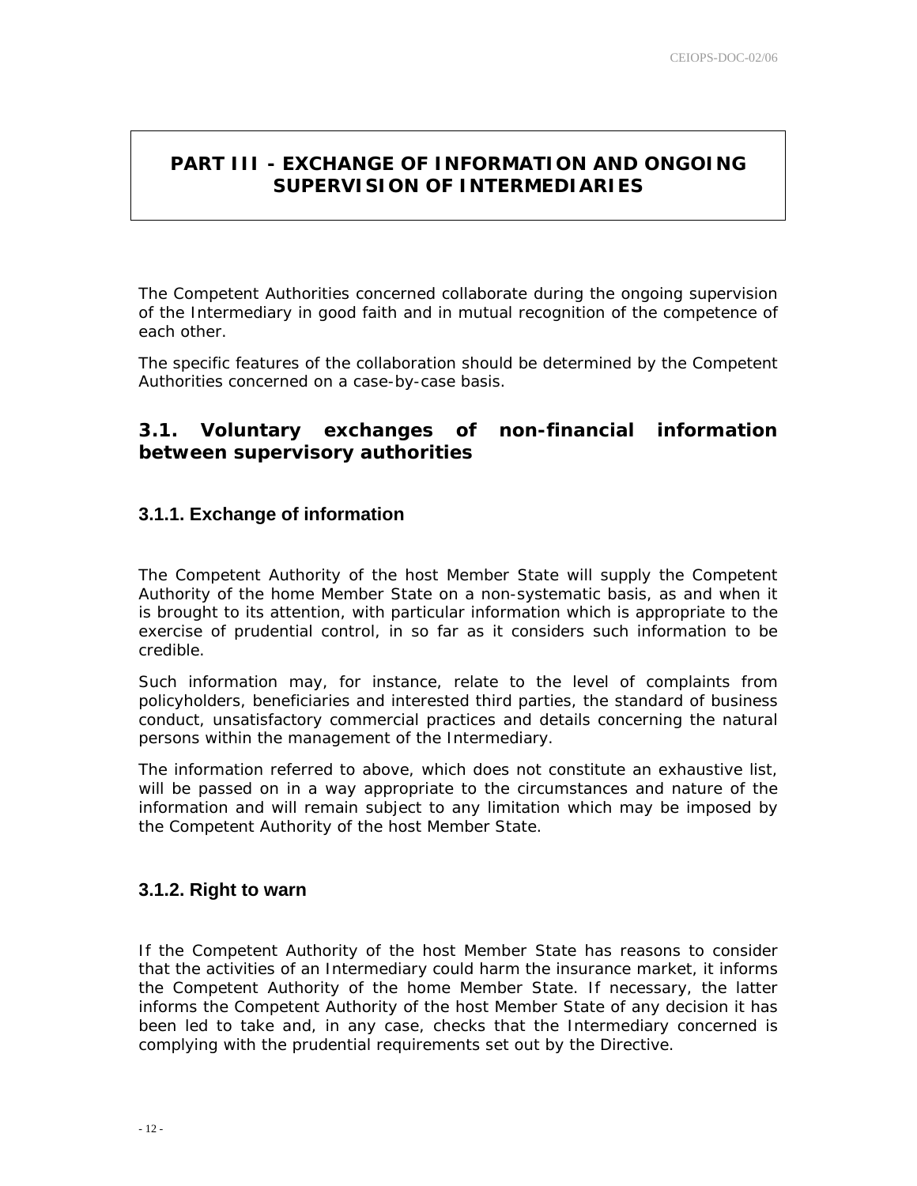# PART III - EXCHANGE OF INFORMATION AND ONGOING SUPERVISION OF INTERMEDIARIES

The Competent Authorities concerned collaborate during the ongoing supervision of the Intermediary in good faith and in mutual recognition of the competence of each other.

The specific features of the collaboration should be determined by the Competent Authorities concerned on a case-by-case basis.

## 3.1. Voluntary exchanges of non-financial information between supervisory authorities

### 3.1.1. Exchange of information

The Competent Authority of the host Member State will supply the Competent Authority of the home Member State on a non-systematic basis, as and when it is brought to its attention, with particular information which is appropriate to the exercise of prudential control, in so far as it considers such information to be credible.

Such information may, for instance, relate to the level of complaints from policyholders, beneficiaries and interested third parties, the standard of business conduct, unsatisfactory commercial practices and details concerning the natural persons within the management of the Intermediary.

The information referred to above, which does not constitute an exhaustive list, will be passed on in a way appropriate to the circumstances and nature of the information and will remain subject to any limitation which may be imposed by the Competent Authority of the host Member State.

### 3.1.2. Right to warn

If the Competent Authority of the host Member State has reasons to consider that the activities of an Intermediary could harm the insurance market, it informs the Competent Authority of the home Member State. If necessary, the latter informs the Competent Authority of the host Member State of any decision it has been led to take and, in any case, checks that the Intermediary concerned is complying with the prudential requirements set out by the Directive.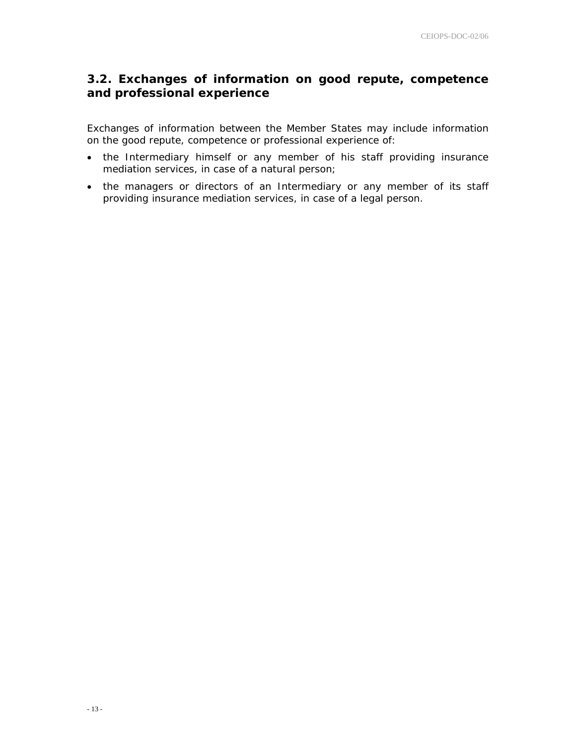## 3.2. Exchanges of information on good repute, competence and professional experience

Exchanges of information between the Member States may include information on the good repute, competence or professional experience of:

- the Intermediary himself or any member of his staff providing insurance mediation services, in case of a natural person;
- the managers or directors of an Intermediary or any member of its staff providing insurance mediation services, in case of a legal person.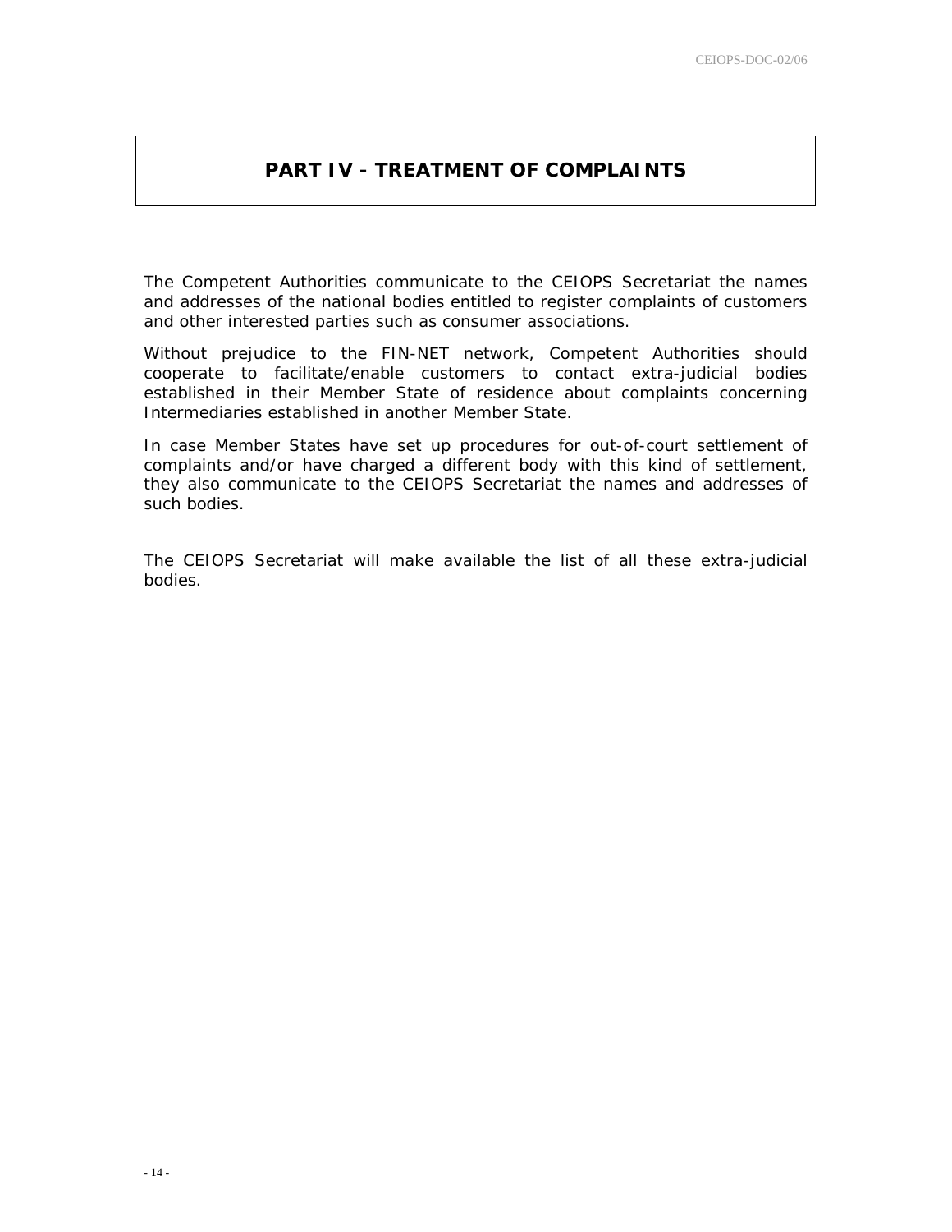# PART IV - TREATMENT OF COMPLAINTS

The Competent Authorities communicate to the CEIOPS Secretariat the names and addresses of the national bodies entitled to register complaints of customers and other interested parties such as consumer associations.

Without prejudice to the FIN-NET network, Competent Authorities should cooperate to facilitate/enable customers to contact extra-judicial bodies established in their Member State of residence about complaints concerning Intermediaries established in another Member State.

In case Member States have set up procedures for out-of-court settlement of complaints and/or have charged a different body with this kind of settlement, they also communicate to the CEIOPS Secretariat the names and addresses of such bodies.

The CEIOPS Secretariat will make available the list of all these extra-judicial bodies.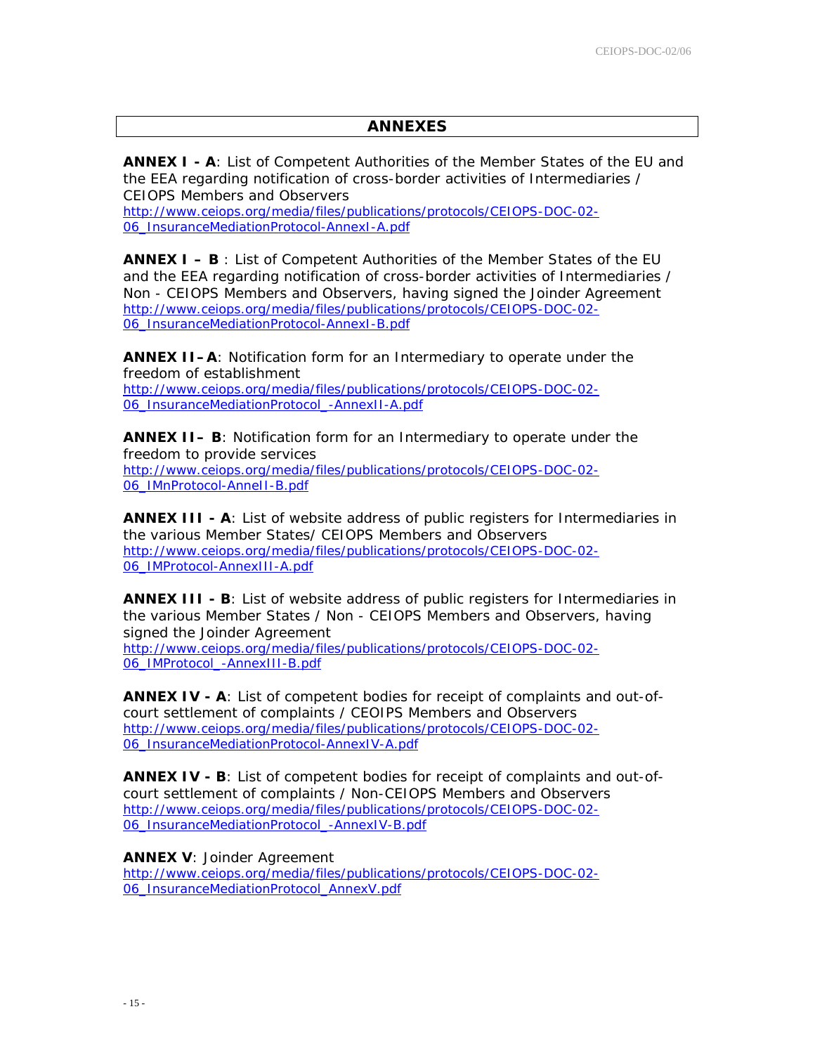# ANNEXES

**ANNEX I - A**: List of Competent Authorities of the Member States of the EU and the EEA regarding notification of cross-border activities of Intermediaries / CEIOPS Members and Observers
http://www.ceiops.org/media/files/publications/protocols/CEIOPS-DOC-02-06_InsuranceMediationProtocol-AnnexI-A.pdf

**ANNEX I – B** : List of Competent Authorities of the Member States of the EU and the EEA regarding notification of cross-border activities of Intermediaries / Non - CEIOPS Members and Observers, having signed the Joinder Agreement
http://www.ceiops.org/media/files/publications/protocols/CEIOPS-DOC-02-06_InsuranceMediationProtocol-AnnexI-B.pdf

**ANNEX II–A**: Notification form for an Intermediary to operate under the freedom of establishment
http://www.ceiops.org/media/files/publications/protocols/CEIOPS-DOC-02-06_InsuranceMediationProtocol_-AnnexII-A.pdf

**ANNEX II– B**: Notification form for an Intermediary to operate under the freedom to provide services
http://www.ceiops.org/media/files/publications/protocols/CEIOPS-DOC-02-06_IMnProtocol-AnneII-B.pdf

**ANNEX III - A**: List of website address of public registers for Intermediaries in the various Member States/ CEIOPS Members and Observers
http://www.ceiops.org/media/files/publications/protocols/CEIOPS-DOC-02-06_IMProtocol-AnnexIII-A.pdf

**ANNEX III - B**: List of website address of public registers for Intermediaries in the various Member States / Non - CEIOPS Members and Observers, having signed the Joinder Agreement
http://www.ceiops.org/media/files/publications/protocols/CEIOPS-DOC-02-06_IMProtocol_-AnnexIII-B.pdf

**ANNEX IV - A**: List of competent bodies for receipt of complaints and out-of-court settlement of complaints / CEOIPS Members and Observers
http://www.ceiops.org/media/files/publications/protocols/CEIOPS-DOC-02-06_InsuranceMediationProtocol-AnnexIV-A.pdf

**ANNEX IV - B**: List of competent bodies for receipt of complaints and out-of-court settlement of complaints / Non-CEIOPS Members and Observers
http://www.ceiops.org/media/files/publications/protocols/CEIOPS-DOC-02-06_InsuranceMediationProtocol_-AnnexIV-B.pdf

**ANNEX V**: Joinder Agreement
http://www.ceiops.org/media/files/publications/protocols/CEIOPS-DOC-02-06_InsuranceMediationProtocol_AnnexV.pdf